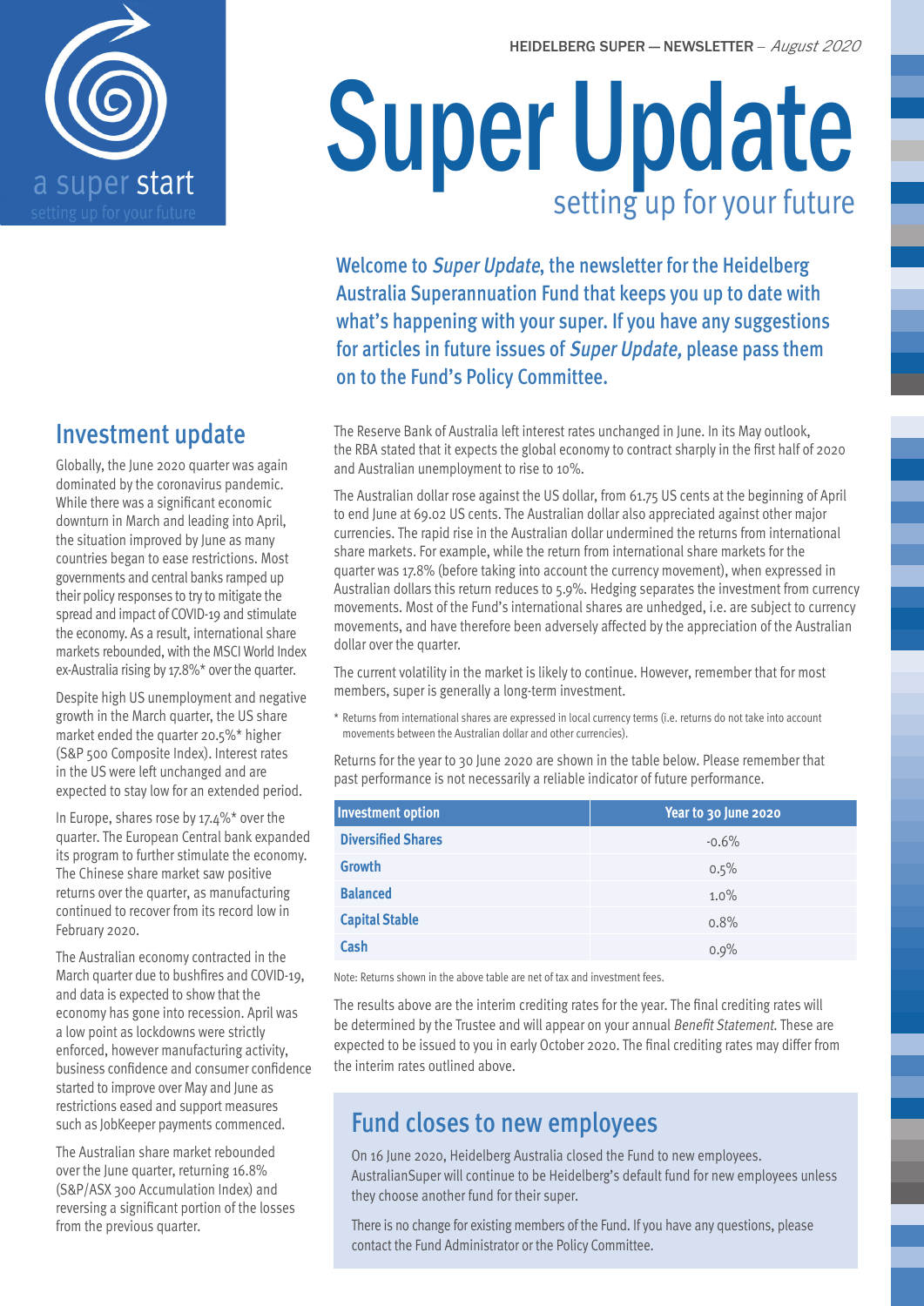HEIDELBERG SUPER — NEWSLETTER – *August 2020*

a super start
setting up for your future

# Super Update

setting up for your future

**Welcome to *Super Update*, the newsletter for the Heidelberg Australia Superannuation Fund that keeps you up to date with what's happening with your super. If you have any suggestions for articles in future issues of *Super Update*, please pass them on to the Fund's Policy Committee.**

## Investment update

Globally, the June 2020 quarter was again dominated by the coronavirus pandemic. While there was a significant economic downturn in March and leading into April, the situation improved by June as many countries began to ease restrictions. Most governments and central banks ramped up their policy responses to try to mitigate the spread and impact of COVID-19 and stimulate the economy. As a result, international share markets rebounded, with the MSCI World Index ex-Australia rising by 17.8%* over the quarter.

Despite high US unemployment and negative growth in the March quarter, the US share market ended the quarter 20.5%* higher (S&P 500 Composite Index). Interest rates in the US were left unchanged and are expected to stay low for an extended period.

In Europe, shares rose by 17.4%* over the quarter. The European Central bank expanded its program to further stimulate the economy. The Chinese share market saw positive returns over the quarter, as manufacturing continued to recover from its record low in February 2020.

The Australian economy contracted in the March quarter due to bushfires and COVID-19, and data is expected to show that the economy has gone into recession. April was a low point as lockdowns were strictly enforced, however manufacturing activity, business confidence and consumer confidence started to improve over May and June as restrictions eased and support measures such as JobKeeper payments commenced.

The Australian share market rebounded over the June quarter, returning 16.8% (S&P/ASX 300 Accumulation Index) and reversing a significant portion of the losses from the previous quarter.

The Reserve Bank of Australia left interest rates unchanged in June. In its May outlook, the RBA stated that it expects the global economy to contract sharply in the first half of 2020 and Australian unemployment to rise to 10%.

The Australian dollar rose against the US dollar, from 61.75 US cents at the beginning of April to end June at 69.02 US cents. The Australian dollar also appreciated against other major currencies. The rapid rise in the Australian dollar undermined the returns from international share markets. For example, while the return from international share markets for the quarter was 17.8% (before taking into account the currency movement), when expressed in Australian dollars this return reduces to 5.9%. Hedging separates the investment from currency movements. Most of the Fund's international shares are unhedged, i.e. are subject to currency movements, and have therefore been adversely affected by the appreciation of the Australian dollar over the quarter.

The current volatility in the market is likely to continue. However, remember that for most members, super is generally a long-term investment.

\* Returns from international shares are expressed in local currency terms (i.e. returns do not take into account movements between the Australian dollar and other currencies).

Returns for the year to 30 June 2020 are shown in the table below. Please remember that past performance is not necessarily a reliable indicator of future performance.

| Investment option | Year to 30 June 2020 |
|---|---|
| **Diversified Shares** | -0.6% |
| **Growth** | 0.5% |
| **Balanced** | 1.0% |
| **Capital Stable** | 0.8% |
| **Cash** | 0.9% |

Note: Returns shown in the above table are net of tax and investment fees.

The results above are the interim crediting rates for the year. The final crediting rates will be determined by the Trustee and will appear on your annual *Benefit Statement*. These are expected to be issued to you in early October 2020. The final crediting rates may differ from the interim rates outlined above.

## Fund closes to new employees

On 16 June 2020, Heidelberg Australia closed the Fund to new employees. AustralianSuper will continue to be Heidelberg's default fund for new employees unless they choose another fund for their super.

There is no change for existing members of the Fund. If you have any questions, please contact the Fund Administrator or the Policy Committee.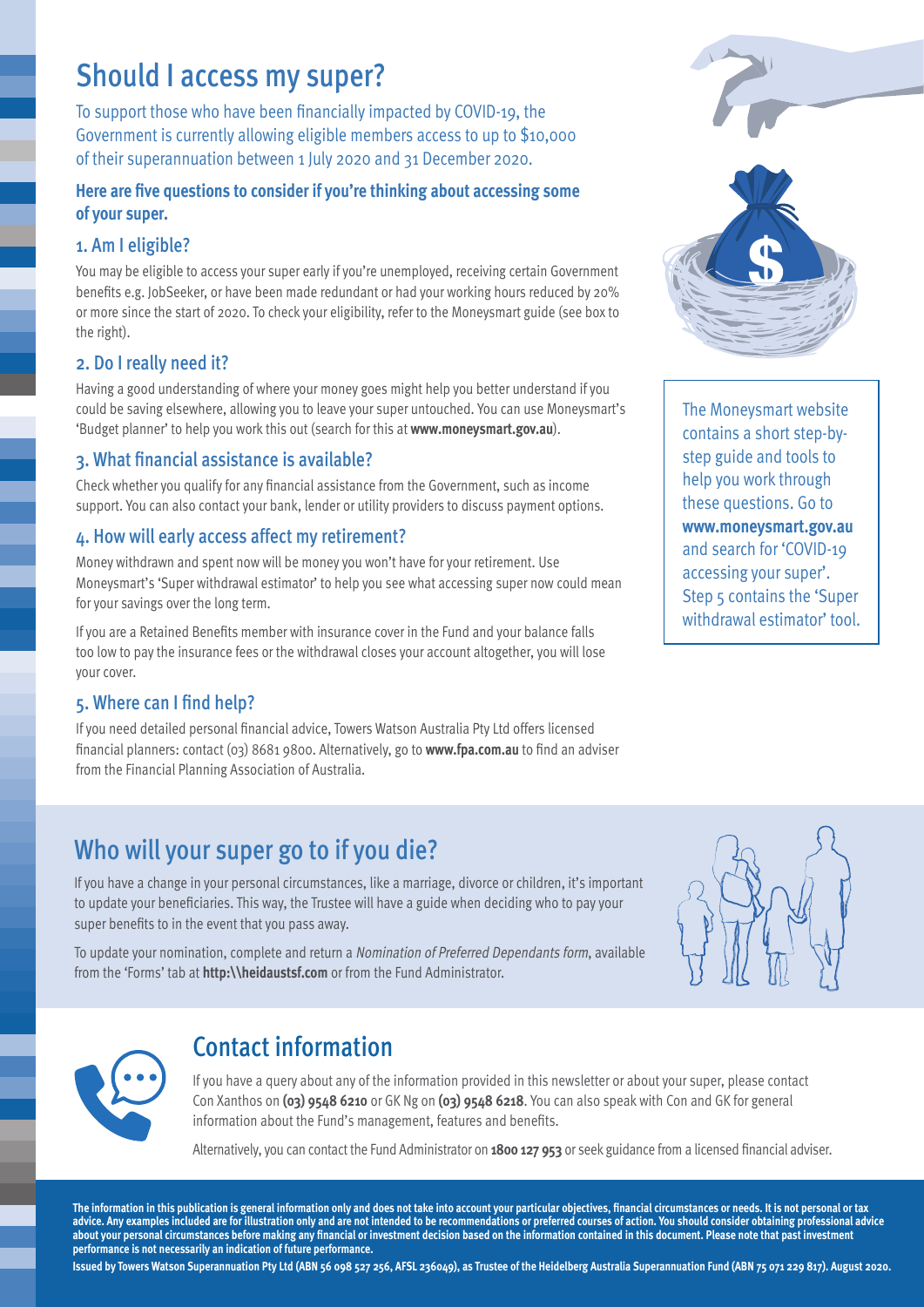# Should I access my super?

To support those who have been financially impacted by COVID-19, the Government is currently allowing eligible members access to up to $10,000 of their superannuation between 1 July 2020 and 31 December 2020.

**Here are five questions to consider if you're thinking about accessing some of your super.**

## 1. Am I eligible?

You may be eligible to access your super early if you're unemployed, receiving certain Government benefits e.g. JobSeeker, or have been made redundant or had your working hours reduced by 20% or more since the start of 2020. To check your eligibility, refer to the Moneysmart guide (see box to the right).

## 2. Do I really need it?

Having a good understanding of where your money goes might help you better understand if you could be saving elsewhere, allowing you to leave your super untouched. You can use Moneysmart's 'Budget planner' to help you work this out (search for this at **www.moneysmart.gov.au**).

## 3. What financial assistance is available?

Check whether you qualify for any financial assistance from the Government, such as income support. You can also contact your bank, lender or utility providers to discuss payment options.

## 4. How will early access affect my retirement?

Money withdrawn and spent now will be money you won't have for your retirement. Use Moneysmart's 'Super withdrawal estimator' to help you see what accessing super now could mean for your savings over the long term.

If you are a Retained Benefits member with insurance cover in the Fund and your balance falls too low to pay the insurance fees or the withdrawal closes your account altogether, you will lose your cover.

## 5. Where can I find help?

If you need detailed personal financial advice, Towers Watson Australia Pty Ltd offers licensed financial planners: contact (03) 8681 9800. Alternatively, go to **www.fpa.com.au** to find an adviser from the Financial Planning Association of Australia.

The Moneysmart website contains a short step-by-step guide and tools to help you work through these questions. Go to **www.moneysmart.gov.au** and search for 'COVID-19 accessing your super'. Step 5 contains the 'Super withdrawal estimator' tool.

# Who will your super go to if you die?

If you have a change in your personal circumstances, like a marriage, divorce or children, it's important to update your beneficiaries. This way, the Trustee will have a guide when deciding who to pay your super benefits to in the event that you pass away.

To update your nomination, complete and return a *Nomination of Preferred Dependants form*, available from the 'Forms' tab at **http:\\heidaustsf.com** or from the Fund Administrator.

# Contact information

If you have a query about any of the information provided in this newsletter or about your super, please contact Con Xanthos on **(03) 9548 6210** or GK Ng on **(03) 9548 6218**. You can also speak with Con and GK for general information about the Fund's management, features and benefits.

Alternatively, you can contact the Fund Administrator on **1800 127 953** or seek guidance from a licensed financial adviser.

**The information in this publication is general information only and does not take into account your particular objectives, financial circumstances or needs. It is not personal or tax advice. Any examples included are for illustration only and are not intended to be recommendations or preferred courses of action. You should consider obtaining professional advice about your personal circumstances before making any financial or investment decision based on the information contained in this document. Please note that past investment performance is not necessarily an indication of future performance.**

**Issued by Towers Watson Superannuation Pty Ltd (ABN 56 098 527 256, AFSL 236049), as Trustee of the Heidelberg Australia Superannuation Fund (ABN 75 071 229 817). August 2020.**